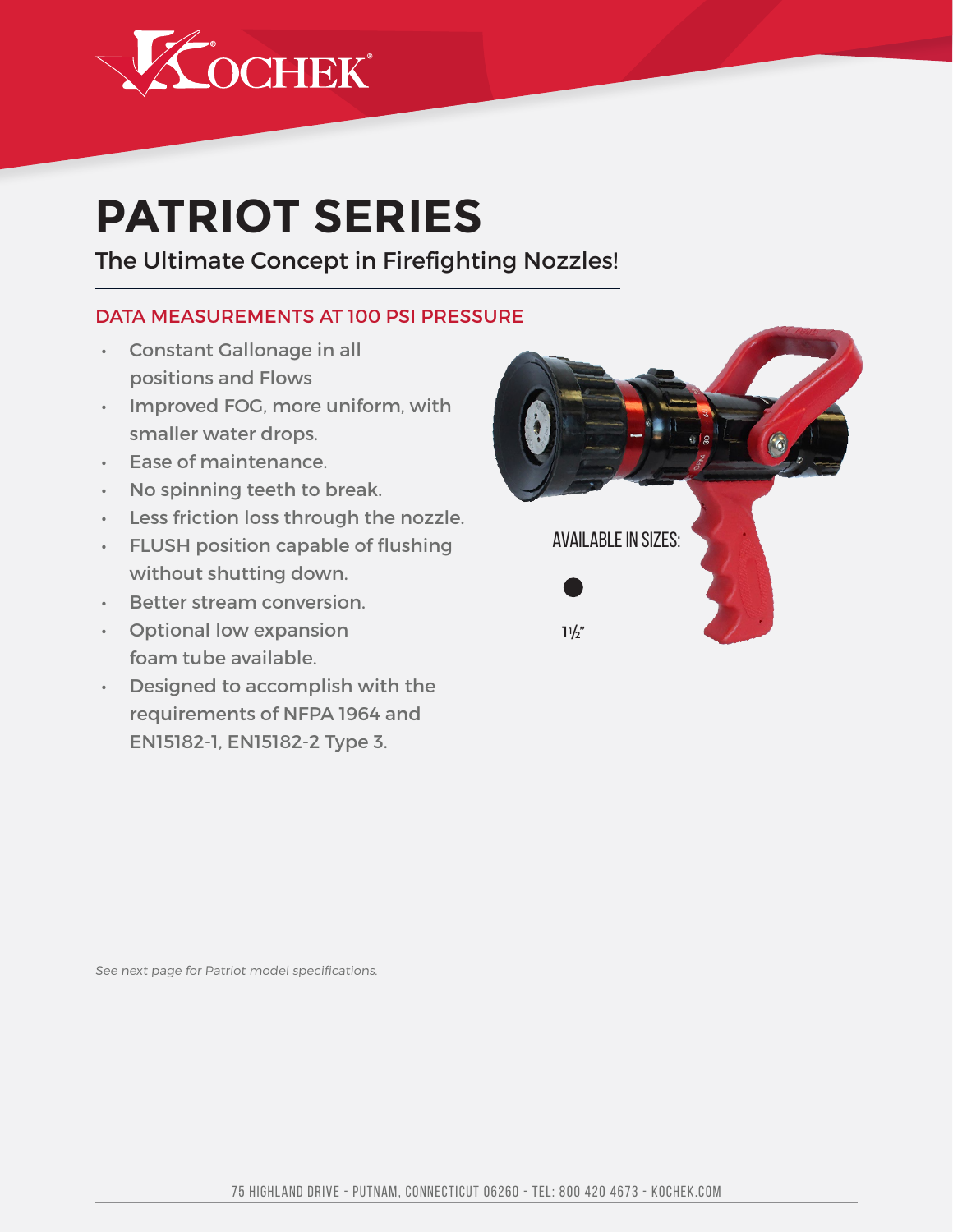# PATRIOT SERIES

## The Ultimate Concept in Firefighting Nozzles!

### DATA MEASUREMENTS AT 100 PSI PRESSURE

- Constant Gallonage in all positions and Flows
- Improved FOG, more uniform, with smaller water drops.
- Ease of maintenance.
- No spinning teeth to break.
- Less friction loss through the nozzle.
- FLUSH position capable of flushing without shutting down.
- Better stream conversion.
- Optional low expansion foam tube available.
- Designed to accomplish with the requirements of NFPA 1964 and EN15182-1, EN15182-2 Type 3.

AVAILABLE IN SIZES:

1½"

*See next page for Patriot model specifications.*

75 HIGHLAND DRIVE - PUTNAM, CONNECTICUT 06260 - TEL: 800 420 4673 - KOCHEK.COM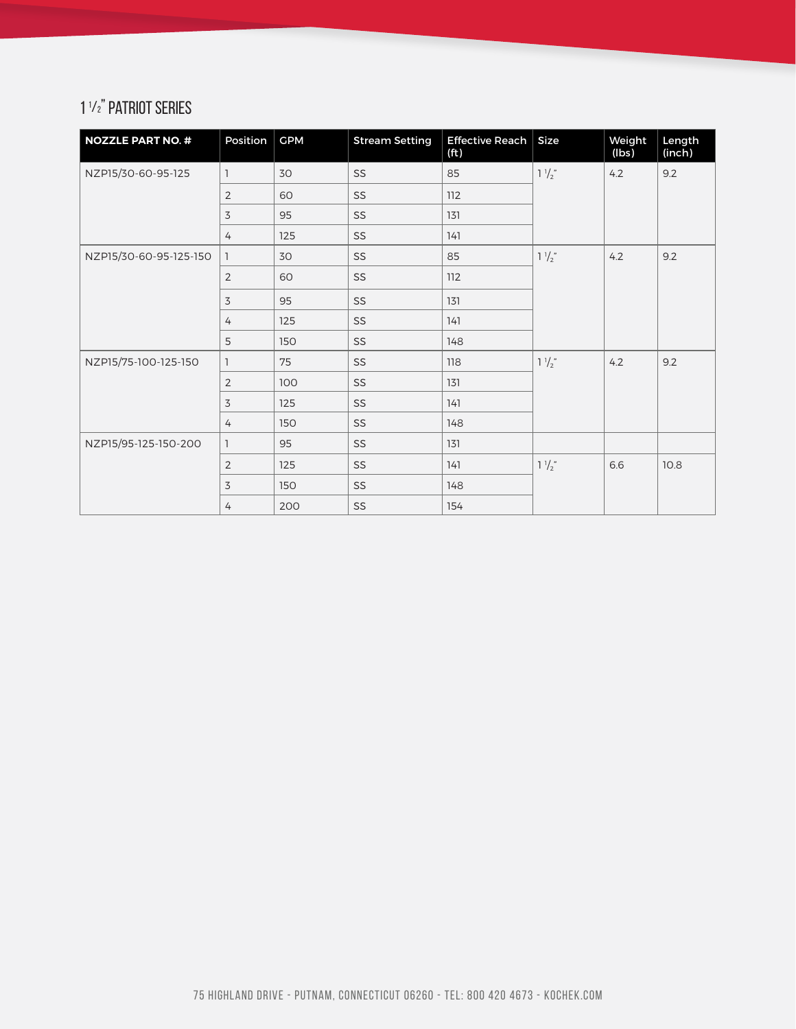## 1 1/2" PATRIOT SERIES

| NOZZLE PART NO. # | Position | GPM | Stream Setting | Effective Reach (ft) | Size | Weight (lbs) | Length (inch) |
|---|---|---|---|---|---|---|---|
| NZP15/30-60-95-125 | 1 | 30 | SS | 85 | 1 1/2" | 4.2 | 9.2 |
| | 2 | 60 | SS | 112 | | | |
| | 3 | 95 | SS | 131 | | | |
| | 4 | 125 | SS | 141 | | | |
| NZP15/30-60-95-125-150 | 1 | 30 | SS | 85 | 1 1/2" | 4.2 | 9.2 |
| | 2 | 60 | SS | 112 | | | |
| | 3 | 95 | SS | 131 | | | |
| | 4 | 125 | SS | 141 | | | |
| | 5 | 150 | SS | 148 | | | |
| NZP15/75-100-125-150 | 1 | 75 | SS | 118 | 1 1/2" | 4.2 | 9.2 |
| | 2 | 100 | SS | 131 | | | |
| | 3 | 125 | SS | 141 | | | |
| | 4 | 150 | SS | 148 | | | |
| NZP15/95-125-150-200 | 1 | 95 | SS | 131 | | | |
| | 2 | 125 | SS | 141 | 1 1/2" | 6.6 | 10.8 |
| | 3 | 150 | SS | 148 | | | |
| | 4 | 200 | SS | 154 | | | |

75 HIGHLAND DRIVE - PUTNAM, CONNECTICUT 06260 - TEL: 800 420 4673 - KOCHEK.COM